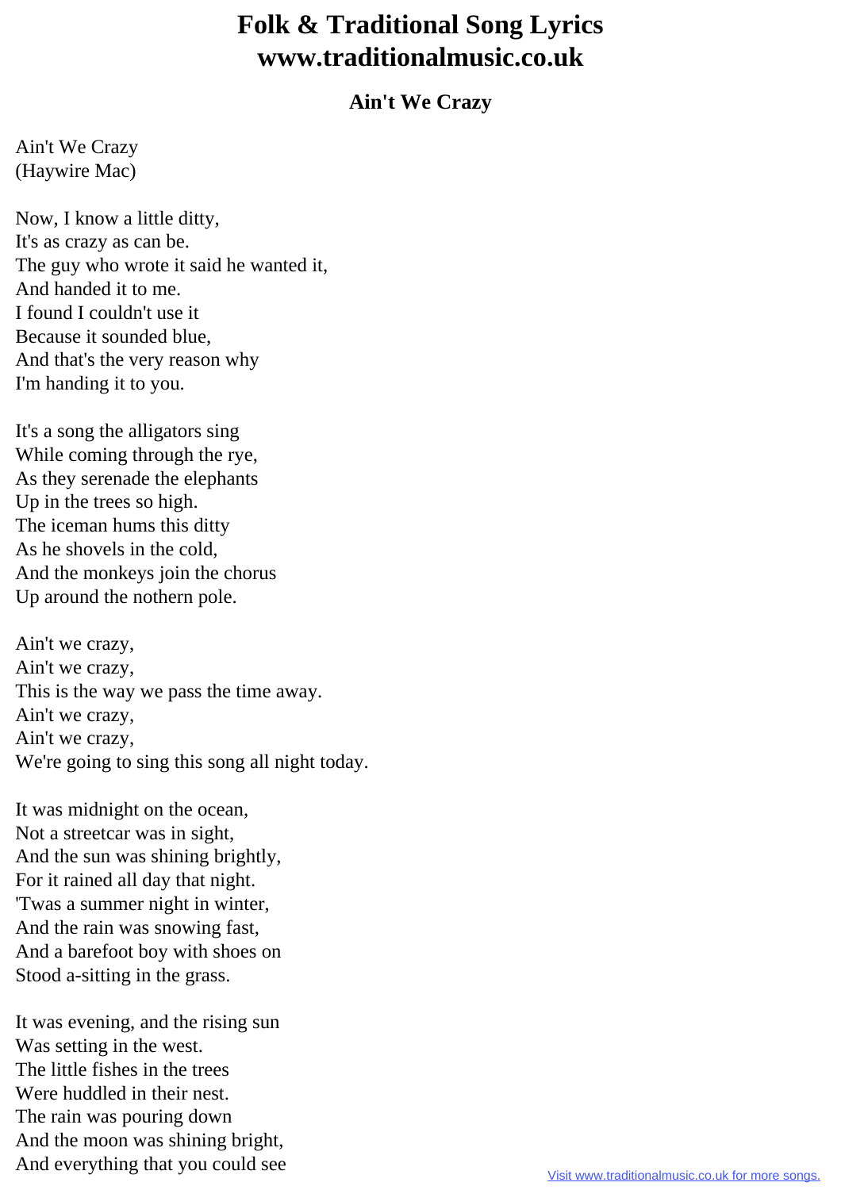# Folk & Traditional Song Lyrics
# www.traditionalmusic.co.uk

### Ain't We Crazy

Ain't We Crazy
(Haywire Mac)

Now, I know a little ditty,
It's as crazy as can be.
The guy who wrote it said he wanted it,
And handed it to me.
I found I couldn't use it
Because it sounded blue,
And that's the very reason why
I'm handing it to you.

It's a song the alligators sing
While coming through the rye,
As they serenade the elephants
Up in the trees so high.
The iceman hums this ditty
As he shovels in the cold,
And the monkeys join the chorus
Up around the nothern pole.

Ain't we crazy,
Ain't we crazy,
This is the way we pass the time away.
Ain't we crazy,
Ain't we crazy,
We're going to sing this song all night today.

It was midnight on the ocean,
Not a streetcar was in sight,
And the sun was shining brightly,
For it rained all day that night.
'Twas a summer night in winter,
And the rain was snowing fast,
And a barefoot boy with shoes on
Stood a-sitting in the grass.

It was evening, and the rising sun
Was setting in the west.
The little fishes in the trees
Were huddled in their nest.
The rain was pouring down
And the moon was shining bright,
And everything that you could see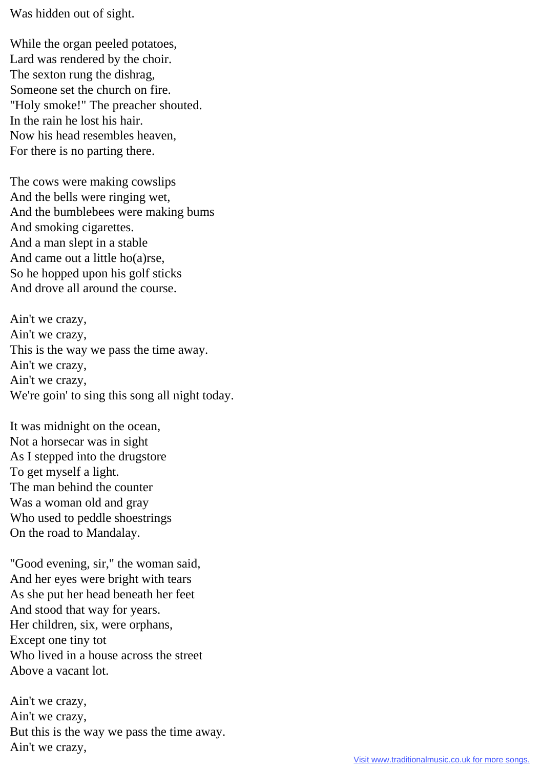Was hidden out of sight.

While the organ peeled potatoes,  
Lard was rendered by the choir.  
The sexton rung the dishrag,  
Someone set the church on fire.  
"Holy smoke!" The preacher shouted.  
In the rain he lost his hair.  
Now his head resembles heaven,  
For there is no parting there.

The cows were making cowslips  
And the bells were ringing wet,  
And the bumblebees were making bums  
And smoking cigarettes.  
And a man slept in a stable  
And came out a little ho(a)rse,  
So he hopped upon his golf sticks  
And drove all around the course.

Ain't we crazy,  
Ain't we crazy,  
This is the way we pass the time away.  
Ain't we crazy,  
Ain't we crazy,  
We're goin' to sing this song all night today.

It was midnight on the ocean,  
Not a horsecar was in sight  
As I stepped into the drugstore  
To get myself a light.  
The man behind the counter  
Was a woman old and gray  
Who used to peddle shoestrings  
On the road to Mandalay.

"Good evening, sir," the woman said,  
And her eyes were bright with tears  
As she put her head beneath her feet  
And stood that way for years.  
Her children, six, were orphans,  
Except one tiny tot  
Who lived in a house across the street  
Above a vacant lot.

Ain't we crazy,  
Ain't we crazy,  
But this is the way we pass the time away.  
Ain't we crazy,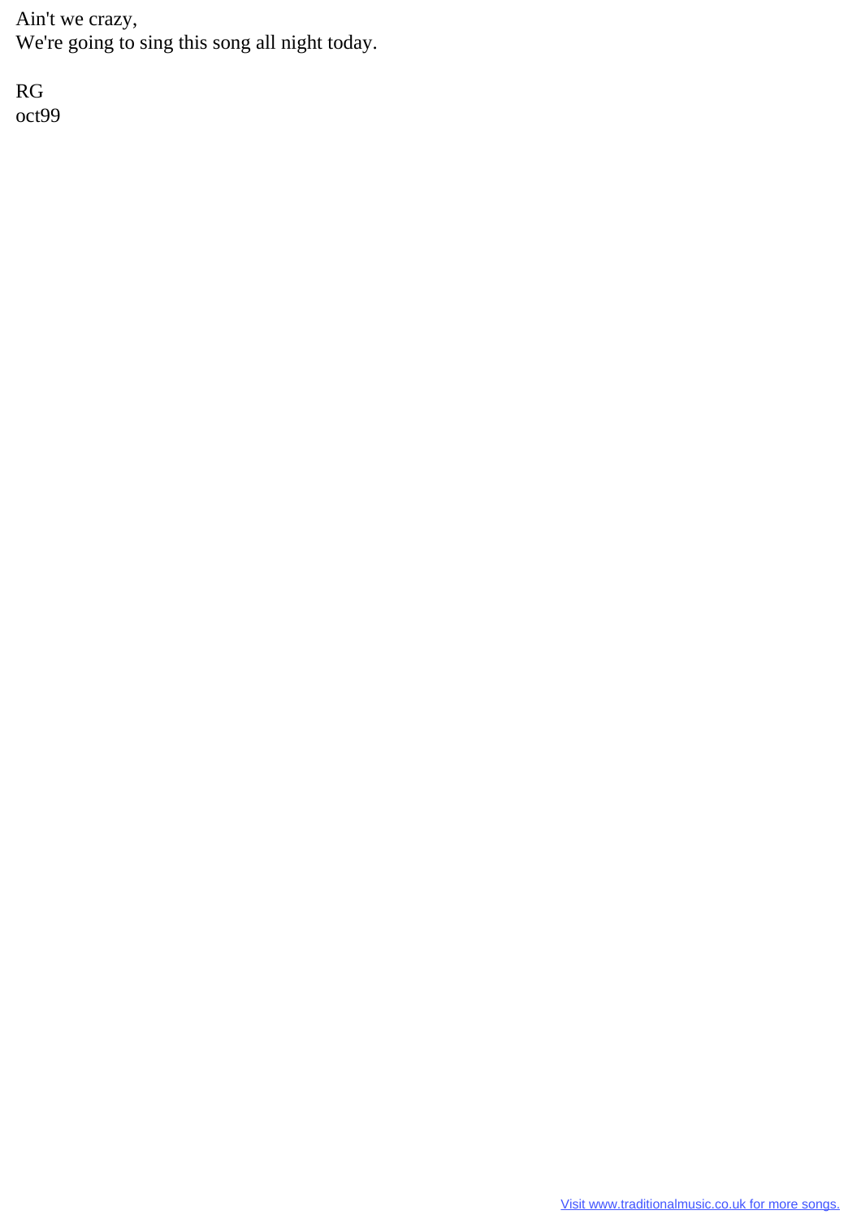Ain't we crazy,
We're going to sing this song all night today.

RG
oct99